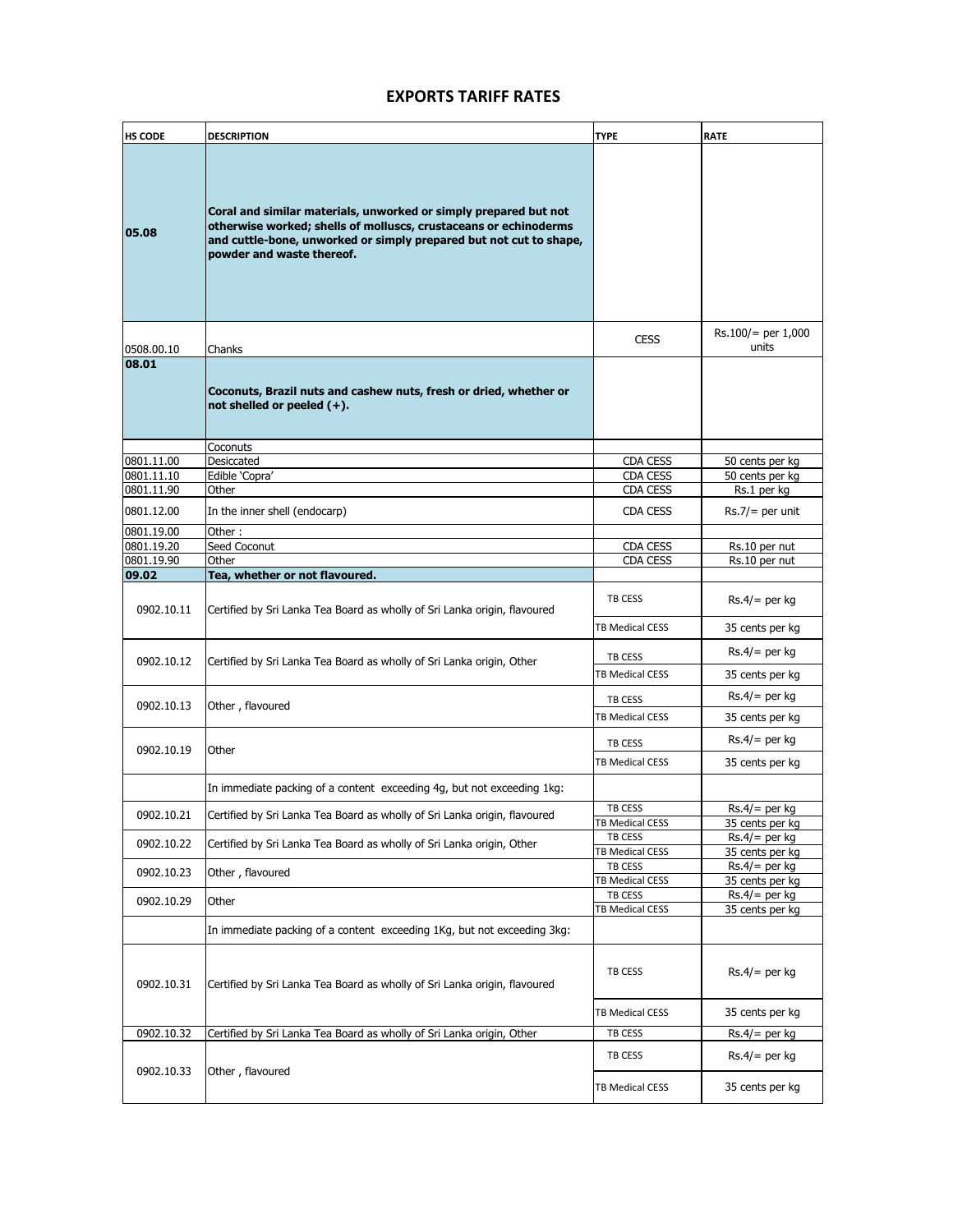# EXPORTS TARIFF RATES

| HS CODE | DESCRIPTION | TYPE | RATE |
|---|---|---|---|
| **05.08** | **Coral and similar materials, unworked or simply prepared but not otherwise worked; shells of molluscs, crustaceans or echinoderms and cuttle-bone, unworked or simply prepared but not cut to shape, powder and waste thereof.** | | |
| 0508.00.10 | Chanks | CESS | Rs.100/= per 1,000 units |
| **08.01** | **Coconuts, Brazil nuts and cashew nuts, fresh or dried, whether or not shelled or peeled (+).** | | |
| | Coconuts | | |
| 0801.11.00 | Desiccated | CDA CESS | 50 cents per kg |
| 0801.11.10 | Edible 'Copra' | CDA CESS | 50 cents per kg |
| 0801.11.90 | Other | CDA CESS | Rs.1 per kg |
| 0801.12.00 | In the inner shell (endocarp) | CDA CESS | Rs.7/= per unit |
| 0801.19.00 | Other : | | |
| 0801.19.20 | Seed Coconut | CDA CESS | Rs.10 per nut |
| 0801.19.90 | Other | CDA CESS | Rs.10 per nut |
| **09.02** | **Tea, whether or not flavoured.** | | |
| 0902.10.11 | Certified by Sri Lanka Tea Board as wholly of Sri Lanka origin, flavoured | TB CESS | Rs.4/= per kg |
| | | TB Medical CESS | 35 cents per kg |
| 0902.10.12 | Certified by Sri Lanka Tea Board as wholly of Sri Lanka origin, Other | TB CESS | Rs.4/= per kg |
| | | TB Medical CESS | 35 cents per kg |
| 0902.10.13 | Other , flavoured | TB CESS | Rs.4/= per kg |
| | | TB Medical CESS | 35 cents per kg |
| 0902.10.19 | Other | TB CESS | Rs.4/= per kg |
| | | TB Medical CESS | 35 cents per kg |
| | In immediate packing of a content exceeding 4g, but not exceeding 1kg: | | |
| 0902.10.21 | Certified by Sri Lanka Tea Board as wholly of Sri Lanka origin, flavoured | TB CESS | Rs.4/= per kg |
| | | TB Medical CESS | 35 cents per kg |
| 0902.10.22 | Certified by Sri Lanka Tea Board as wholly of Sri Lanka origin, Other | TB CESS | Rs.4/= per kg |
| | | TB Medical CESS | 35 cents per kg |
| 0902.10.23 | Other , flavoured | TB CESS | Rs.4/= per kg |
| | | TB Medical CESS | 35 cents per kg |
| 0902.10.29 | Other | TB CESS | Rs.4/= per kg |
| | | TB Medical CESS | 35 cents per kg |
| | In immediate packing of a content exceeding 1Kg, but not exceeding 3kg: | | |
| 0902.10.31 | Certified by Sri Lanka Tea Board as wholly of Sri Lanka origin, flavoured | TB CESS | Rs.4/= per kg |
| | | TB Medical CESS | 35 cents per kg |
| 0902.10.32 | Certified by Sri Lanka Tea Board as wholly of Sri Lanka origin, Other | TB CESS | Rs.4/= per kg |
| 0902.10.33 | Other , flavoured | TB CESS | Rs.4/= per kg |
| | | TB Medical CESS | 35 cents per kg |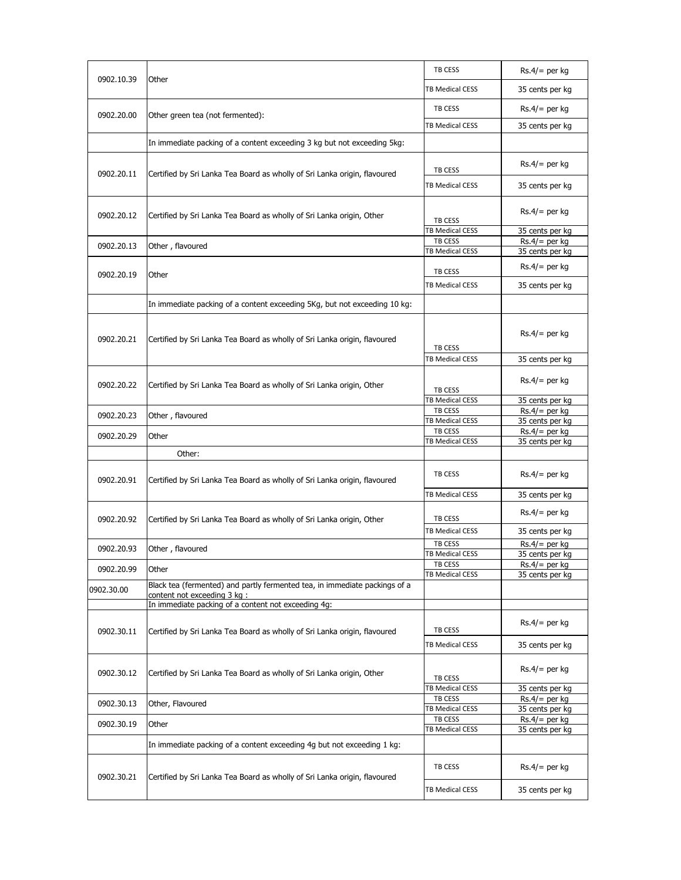| | | | |
|---|---|---|---|
| 0902.10.39 | Other | TB CESS | Rs.4/= per kg |
| | | TB Medical CESS | 35 cents per kg |
| 0902.20.00 | Other green tea (not fermented): | TB CESS | Rs.4/= per kg |
| | | TB Medical CESS | 35 cents per kg |
| | In immediate packing of a content exceeding 3 kg but not exceeding 5kg: | | |
| 0902.20.11 | Certified by Sri Lanka Tea Board as wholly of Sri Lanka origin, flavoured | TB CESS | Rs.4/= per kg |
| | | TB Medical CESS | 35 cents per kg |
| 0902.20.12 | Certified by Sri Lanka Tea Board as wholly of Sri Lanka origin, Other | TB CESS | Rs.4/= per kg |
| | | TB Medical CESS | 35 cents per kg |
| 0902.20.13 | Other , flavoured | TB CESS | Rs.4/= per kg |
| | | TB Medical CESS | 35 cents per kg |
| 0902.20.19 | Other | TB CESS | Rs.4/= per kg |
| | | TB Medical CESS | 35 cents per kg |
| | In immediate packing of a content exceeding 5Kg, but not exceeding 10 kg: | | |
| 0902.20.21 | Certified by Sri Lanka Tea Board as wholly of Sri Lanka origin, flavoured | TB CESS | Rs.4/= per kg |
| | | TB Medical CESS | 35 cents per kg |
| 0902.20.22 | Certified by Sri Lanka Tea Board as wholly of Sri Lanka origin, Other | TB CESS | Rs.4/= per kg |
| | | TB Medical CESS | 35 cents per kg |
| 0902.20.23 | Other , flavoured | TB CESS | Rs.4/= per kg |
| | | TB Medical CESS | 35 cents per kg |
| 0902.20.29 | Other | TB CESS | Rs.4/= per kg |
| | | TB Medical CESS | 35 cents per kg |
| | Other: | | |
| 0902.20.91 | Certified by Sri Lanka Tea Board as wholly of Sri Lanka origin, flavoured | TB CESS | Rs.4/= per kg |
| | | TB Medical CESS | 35 cents per kg |
| 0902.20.92 | Certified by Sri Lanka Tea Board as wholly of Sri Lanka origin, Other | TB CESS | Rs.4/= per kg |
| | | TB Medical CESS | 35 cents per kg |
| 0902.20.93 | Other , flavoured | TB CESS | Rs.4/= per kg |
| | | TB Medical CESS | 35 cents per kg |
| 0902.20.99 | Other | TB CESS | Rs.4/= per kg |
| | | TB Medical CESS | 35 cents per kg |
| 0902.30.00 | Black tea (fermented) and partly fermented tea, in immediate packings of a content not exceeding 3 kg : | | |
| | In immediate packing of a content not exceeding 4g: | | |
| 0902.30.11 | Certified by Sri Lanka Tea Board as wholly of Sri Lanka origin, flavoured | TB CESS | Rs.4/= per kg |
| | | TB Medical CESS | 35 cents per kg |
| 0902.30.12 | Certified by Sri Lanka Tea Board as wholly of Sri Lanka origin, Other | TB CESS | Rs.4/= per kg |
| | | TB Medical CESS | 35 cents per kg |
| 0902.30.13 | Other, Flavoured | TB CESS | Rs.4/= per kg |
| | | TB Medical CESS | 35 cents per kg |
| 0902.30.19 | Other | TB CESS | Rs.4/= per kg |
| | | TB Medical CESS | 35 cents per kg |
| | In immediate packing of a content exceeding 4g but not exceeding 1 kg: | | |
| 0902.30.21 | Certified by Sri Lanka Tea Board as wholly of Sri Lanka origin, flavoured | TB CESS | Rs.4/= per kg |
| | | TB Medical CESS | 35 cents per kg |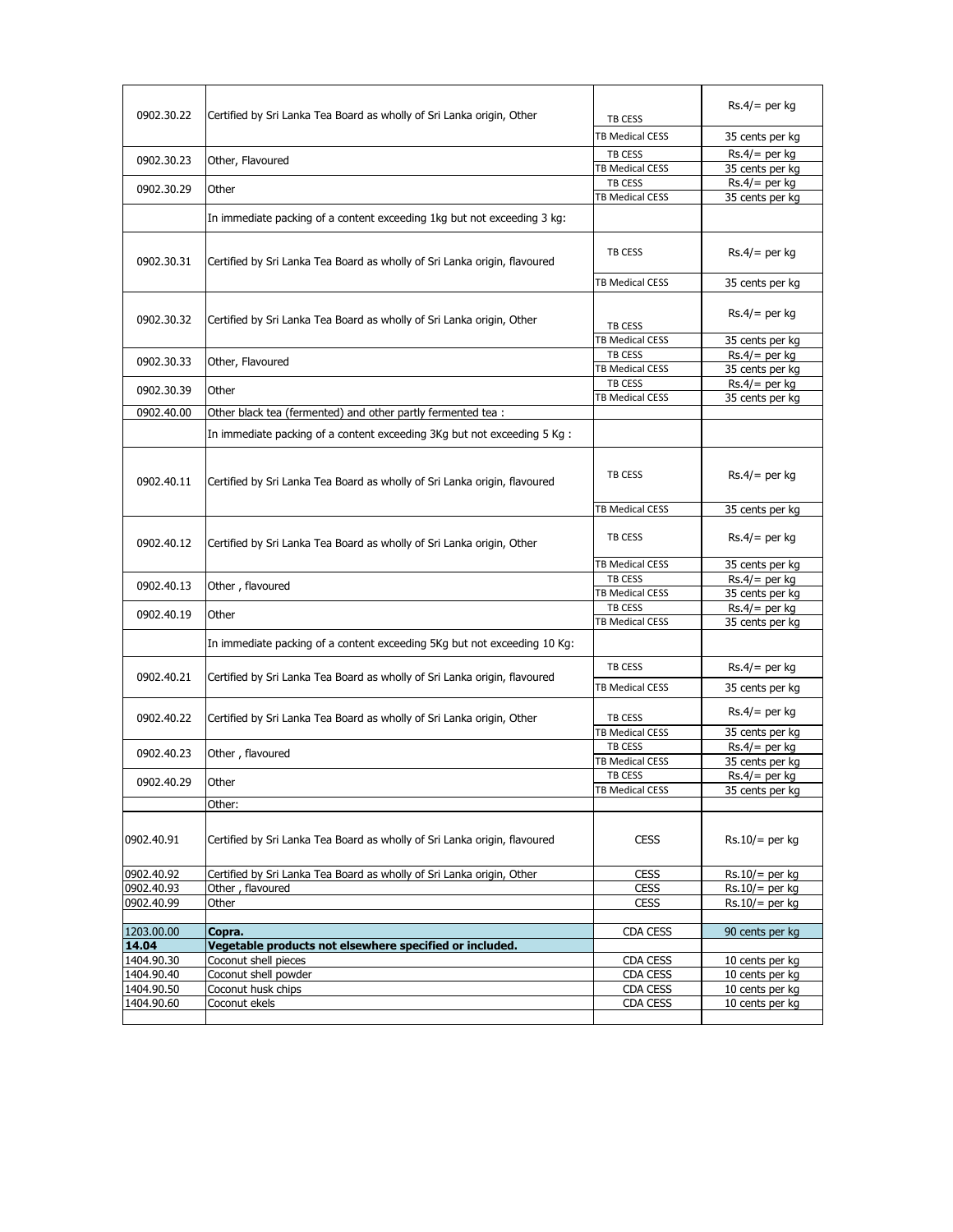| | | | |
|---|---|---|---|
| 0902.30.22 | Certified by Sri Lanka Tea Board as wholly of Sri Lanka origin, Other | TB CESS | Rs.4/= per kg |
| | | TB Medical CESS | 35 cents per kg |
| 0902.30.23 | Other, Flavoured | TB CESS | Rs.4/= per kg |
| | | TB Medical CESS | 35 cents per kg |
| 0902.30.29 | Other | TB CESS | Rs.4/= per kg |
| | | TB Medical CESS | 35 cents per kg |
| | In immediate packing of a content exceeding 1kg but not exceeding 3 kg: | | |
| 0902.30.31 | Certified by Sri Lanka Tea Board as wholly of Sri Lanka origin, flavoured | TB CESS | Rs.4/= per kg |
| | | TB Medical CESS | 35 cents per kg |
| 0902.30.32 | Certified by Sri Lanka Tea Board as wholly of Sri Lanka origin, Other | TB CESS | Rs.4/= per kg |
| | | TB Medical CESS | 35 cents per kg |
| 0902.30.33 | Other, Flavoured | TB CESS | Rs.4/= per kg |
| | | TB Medical CESS | 35 cents per kg |
| 0902.30.39 | Other | TB CESS | Rs.4/= per kg |
| | | TB Medical CESS | 35 cents per kg |
| 0902.40.00 | Other black tea (fermented) and other partly fermented tea : | | |
| | In immediate packing of a content exceeding 3Kg but not exceeding 5 Kg : | | |
| 0902.40.11 | Certified by Sri Lanka Tea Board as wholly of Sri Lanka origin, flavoured | TB CESS | Rs.4/= per kg |
| | | TB Medical CESS | 35 cents per kg |
| 0902.40.12 | Certified by Sri Lanka Tea Board as wholly of Sri Lanka origin, Other | TB CESS | Rs.4/= per kg |
| | | TB Medical CESS | 35 cents per kg |
| 0902.40.13 | Other , flavoured | TB CESS | Rs.4/= per kg |
| | | TB Medical CESS | 35 cents per kg |
| 0902.40.19 | Other | TB CESS | Rs.4/= per kg |
| | | TB Medical CESS | 35 cents per kg |
| | In immediate packing of a content exceeding 5Kg but not exceeding 10 Kg: | | |
| 0902.40.21 | Certified by Sri Lanka Tea Board as wholly of Sri Lanka origin, flavoured | TB CESS | Rs.4/= per kg |
| | | TB Medical CESS | 35 cents per kg |
| 0902.40.22 | Certified by Sri Lanka Tea Board as wholly of Sri Lanka origin, Other | TB CESS | Rs.4/= per kg |
| | | TB Medical CESS | 35 cents per kg |
| 0902.40.23 | Other , flavoured | TB CESS | Rs.4/= per kg |
| | | TB Medical CESS | 35 cents per kg |
| 0902.40.29 | Other | TB CESS | Rs.4/= per kg |
| | | TB Medical CESS | 35 cents per kg |
| | Other: | | |
| 0902.40.91 | Certified by Sri Lanka Tea Board as wholly of Sri Lanka origin, flavoured | CESS | Rs.10/= per kg |
| 0902.40.92 | Certified by Sri Lanka Tea Board as wholly of Sri Lanka origin, Other | CESS | Rs.10/= per kg |
| 0902.40.93 | Other , flavoured | CESS | Rs.10/= per kg |
| 0902.40.99 | Other | CESS | Rs.10/= per kg |
| | | | |
| 1203.00.00 | **Copra.** | CDA CESS | 90 cents per kg |
| **14.04** | **Vegetable products not elsewhere specified or included.** | | |
| 1404.90.30 | Coconut shell pieces | CDA CESS | 10 cents per kg |
| 1404.90.40 | Coconut shell powder | CDA CESS | 10 cents per kg |
| 1404.90.50 | Coconut husk chips | CDA CESS | 10 cents per kg |
| 1404.90.60 | Coconut ekels | CDA CESS | 10 cents per kg |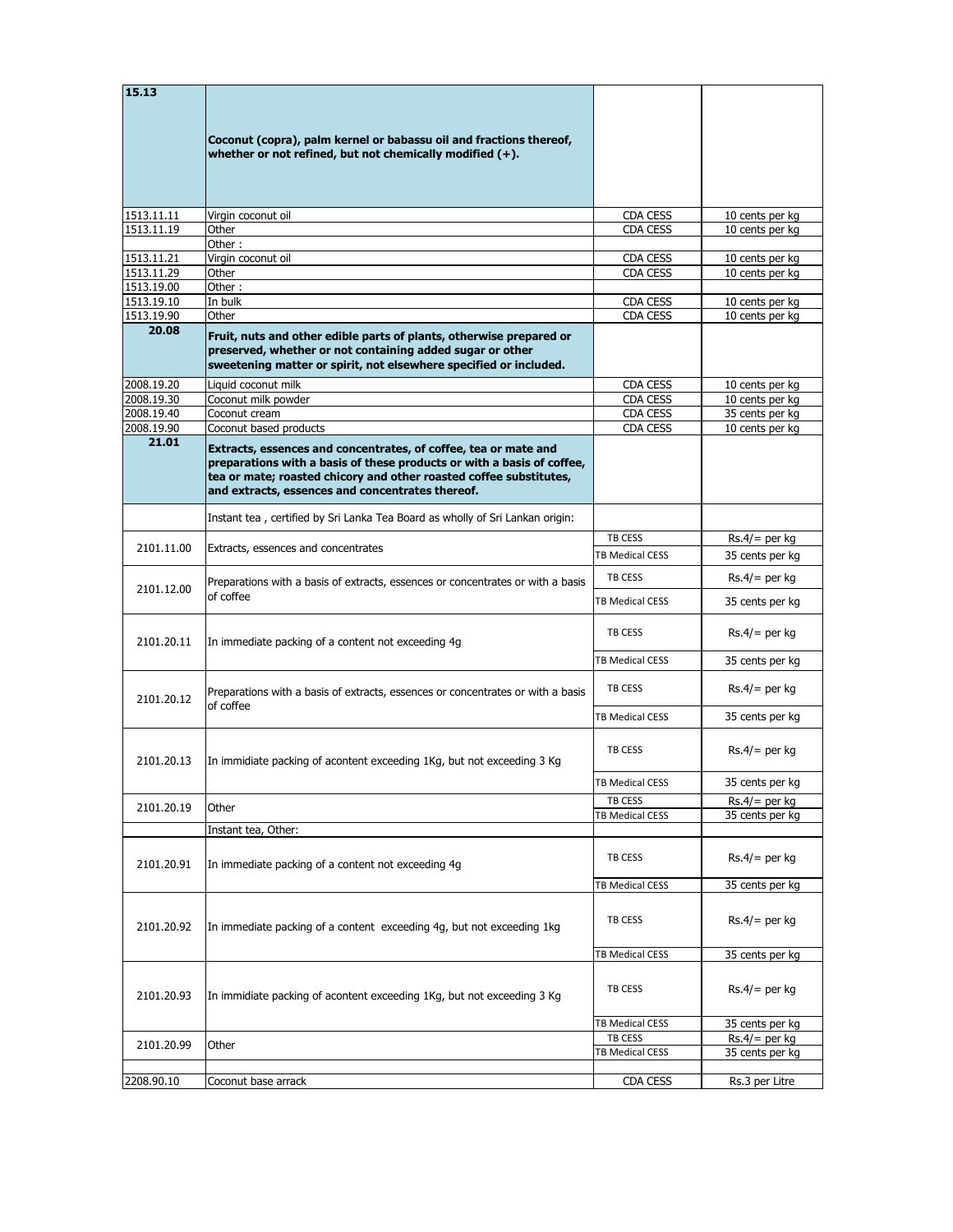| | | | |
|---|---|---|---|
| **15.13** | **Coconut (copra), palm kernel or babassu oil and fractions thereof, whether or not refined, but not chemically modified (+).** | | |
| 1513.11.11 | Virgin coconut oil | CDA CESS | 10 cents per kg |
| 1513.11.19 | Other | CDA CESS | 10 cents per kg |
| | Other : | | |
| 1513.11.21 | Virgin coconut oil | CDA CESS | 10 cents per kg |
| 1513.11.29 | Other | CDA CESS | 10 cents per kg |
| 1513.19.00 | Other : | | |
| 1513.19.10 | In bulk | CDA CESS | 10 cents per kg |
| 1513.19.90 | Other | CDA CESS | 10 cents per kg |
| **20.08** | **Fruit, nuts and other edible parts of plants, otherwise prepared or preserved, whether or not containing added sugar or other sweetening matter or spirit, not elsewhere specified or included.** | | |
| 2008.19.20 | Liquid coconut milk | CDA CESS | 10 cents per kg |
| 2008.19.30 | Coconut milk powder | CDA CESS | 10 cents per kg |
| 2008.19.40 | Coconut cream | CDA CESS | 35 cents per kg |
| 2008.19.90 | Coconut based products | CDA CESS | 10 cents per kg |
| **21.01** | **Extracts, essences and concentrates, of coffee, tea or mate and preparations with a basis of these products or with a basis of coffee, tea or mate; roasted chicory and other roasted coffee substitutes, and extracts, essences and concentrates thereof.** | | |
| | Instant tea , certified by Sri Lanka Tea Board as wholly of Sri Lankan origin: | | |
| 2101.11.00 | Extracts, essences and concentrates | TB CESS | Rs.4/= per kg |
| | | TB Medical CESS | 35 cents per kg |
| 2101.12.00 | Preparations with a basis of extracts, essences or concentrates or with a basis of coffee | TB CESS | Rs.4/= per kg |
| | | TB Medical CESS | 35 cents per kg |
| 2101.20.11 | In immediate packing of a content not exceeding 4g | TB CESS | Rs.4/= per kg |
| | | TB Medical CESS | 35 cents per kg |
| 2101.20.12 | Preparations with a basis of extracts, essences or concentrates or with a basis of coffee | TB CESS | Rs.4/= per kg |
| | | TB Medical CESS | 35 cents per kg |
| 2101.20.13 | In immidiate packing of acontent exceeding 1Kg, but not exceeding 3 Kg | TB CESS | Rs.4/= per kg |
| | | TB Medical CESS | 35 cents per kg |
| 2101.20.19 | Other | TB CESS | Rs.4/= per kg |
| | | TB Medical CESS | 35 cents per kg |
| | Instant tea, Other: | | |
| 2101.20.91 | In immediate packing of a content not exceeding 4g | TB CESS | Rs.4/= per kg |
| | | TB Medical CESS | 35 cents per kg |
| 2101.20.92 | In immediate packing of a content exceeding 4g, but not exceeding 1kg | TB CESS | Rs.4/= per kg |
| | | TB Medical CESS | 35 cents per kg |
| 2101.20.93 | In immidiate packing of acontent exceeding 1Kg, but not exceeding 3 Kg | TB CESS | Rs.4/= per kg |
| | | TB Medical CESS | 35 cents per kg |
| 2101.20.99 | Other | TB CESS | Rs.4/= per kg |
| | | TB Medical CESS | 35 cents per kg |
| | | | |
| 2208.90.10 | Coconut base arrack | CDA CESS | Rs.3 per Litre |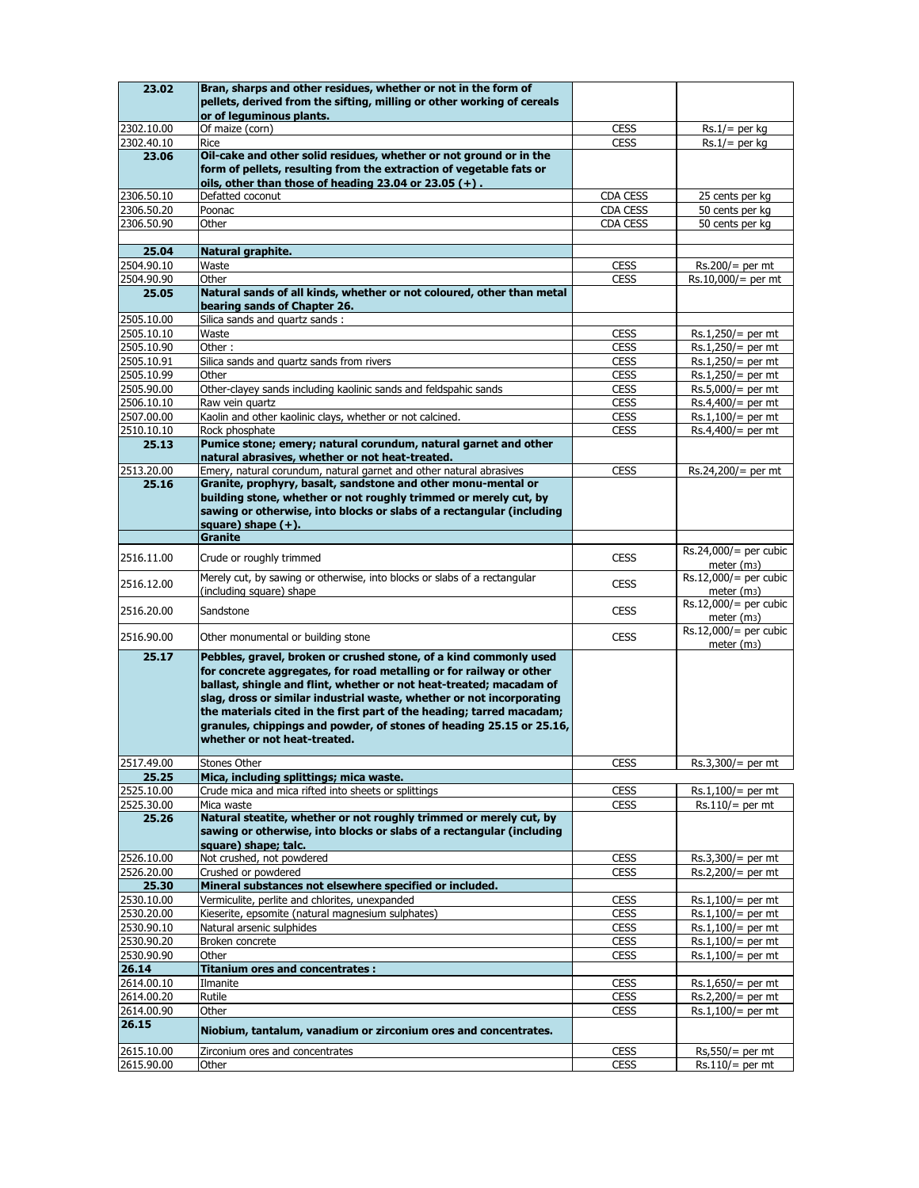| | | | |
|---|---|---|---|
| **23.02** | **Bran, sharps and other residues, whether or not in the form of pellets, derived from the sifting, milling or other working of cereals or of leguminous plants.** | | |
| 2302.10.00 | Of maize (corn) | CESS | Rs.1/= per kg |
| 2302.40.10 | Rice | CESS | Rs.1/= per kg |
| **23.06** | **Oil-cake and other solid residues, whether or not ground or in the form of pellets, resulting from the extraction of vegetable fats or oils, other than those of heading 23.04 or 23.05 (+) .** | | |
| 2306.50.10 | Defatted coconut | CDA CESS | 25 cents per kg |
| 2306.50.20 | Poonac | CDA CESS | 50 cents per kg |
| 2306.50.90 | Other | CDA CESS | 50 cents per kg |
| | | | |
| **25.04** | **Natural graphite.** | | |
| 2504.90.10 | Waste | CESS | Rs.200/= per mt |
| 2504.90.90 | Other | CESS | Rs.10,000/= per mt |
| **25.05** | **Natural sands of all kinds, whether or not coloured, other than metal bearing sands of Chapter 26.** | | |
| 2505.10.00 | Silica sands and quartz sands : | | |
| 2505.10.10 | Waste | CESS | Rs.1,250/= per mt |
| 2505.10.90 | Other : | CESS | Rs.1,250/= per mt |
| 2505.10.91 | Silica sands and quartz sands from rivers | CESS | Rs.1,250/= per mt |
| 2505.10.99 | Other | CESS | Rs.1,250/= per mt |
| 2505.90.00 | Other-clayey sands including kaolinic sands and feldspahic sands | CESS | Rs.5,000/= per mt |
| 2506.10.10 | Raw vein quartz | CESS | Rs.4,400/= per mt |
| 2507.00.00 | Kaolin and other kaolinic clays, whether or not calcined. | CESS | Rs.1,100/= per mt |
| 2510.10.10 | Rock phosphate | CESS | Rs.4,400/= per mt |
| **25.13** | **Pumice stone; emery; natural corundum, natural garnet and other natural abrasives, whether or not heat-treated.** | | |
| 2513.20.00 | Emery, natural corundum, natural garnet and other natural abrasives | CESS | Rs.24,200/= per mt |
| **25.16** | **Granite, prophyry, basalt, sandstone and other monu-mental or building stone, whether or not roughly trimmed or merely cut, by sawing or otherwise, into blocks or slabs of a rectangular (including square) shape (+).** | | |
| | **Granite** | | |
| 2516.11.00 | Crude or roughly trimmed | CESS | Rs.24,000/= per cubic meter (m3) |
| 2516.12.00 | Merely cut, by sawing or otherwise, into blocks or slabs of a rectangular (including square) shape | CESS | Rs.12,000/= per cubic meter (m3) |
| 2516.20.00 | Sandstone | CESS | Rs.12,000/= per cubic meter (m3) |
| 2516.90.00 | Other monumental or building stone | CESS | Rs.12,000/= per cubic meter (m3) |
| **25.17** | **Pebbles, gravel, broken or crushed stone, of a kind commonly used for concrete aggregates, for road metalling or for railway or other ballast, shingle and flint, whether or not heat-treated; macadam of slag, dross or similar industrial waste, whether or not incorporating the materials cited in the first part of the heading; tarred macadam; granules, chippings and powder, of stones of heading 25.15 or 25.16, whether or not heat-treated.** | | |
| 2517.49.00 | Stones Other | CESS | Rs.3,300/= per mt |
| **25.25** | **Mica, including splittings; mica waste.** | | |
| 2525.10.00 | Crude mica and mica rifted into sheets or splittings | CESS | Rs.1,100/= per mt |
| 2525.30.00 | Mica waste | CESS | Rs.110/= per mt |
| **25.26** | **Natural steatite, whether or not roughly trimmed or merely cut, by sawing or otherwise, into blocks or slabs of a rectangular (including square) shape; talc.** | | |
| 2526.10.00 | Not crushed, not powdered | CESS | Rs.3,300/= per mt |
| 2526.20.00 | Crushed or powdered | CESS | Rs.2,200/= per mt |
| **25.30** | **Mineral substances not elsewhere specified or included.** | | |
| 2530.10.00 | Vermiculite, perlite and chlorites, unexpanded | CESS | Rs.1,100/= per mt |
| 2530.20.00 | Kieserite, epsomite (natural magnesium sulphates) | CESS | Rs.1,100/= per mt |
| 2530.90.10 | Natural arsenic sulphides | CESS | Rs.1,100/= per mt |
| 2530.90.20 | Broken concrete | CESS | Rs.1,100/= per mt |
| 2530.90.90 | Other | CESS | Rs.1,100/= per mt |
| **26.14** | **Titanium ores and concentrates :** | | |
| 2614.00.10 | Ilmanite | CESS | Rs.1,650/= per mt |
| 2614.00.20 | Rutile | CESS | Rs.2,200/= per mt |
| 2614.00.90 | Other | CESS | Rs.1,100/= per mt |
| **26.15** | **Niobium, tantalum, vanadium or zirconium ores and concentrates.** | | |
| 2615.10.00 | Zirconium ores and concentrates | CESS | Rs,550/= per mt |
| 2615.90.00 | Other | CESS | Rs.110/= per mt |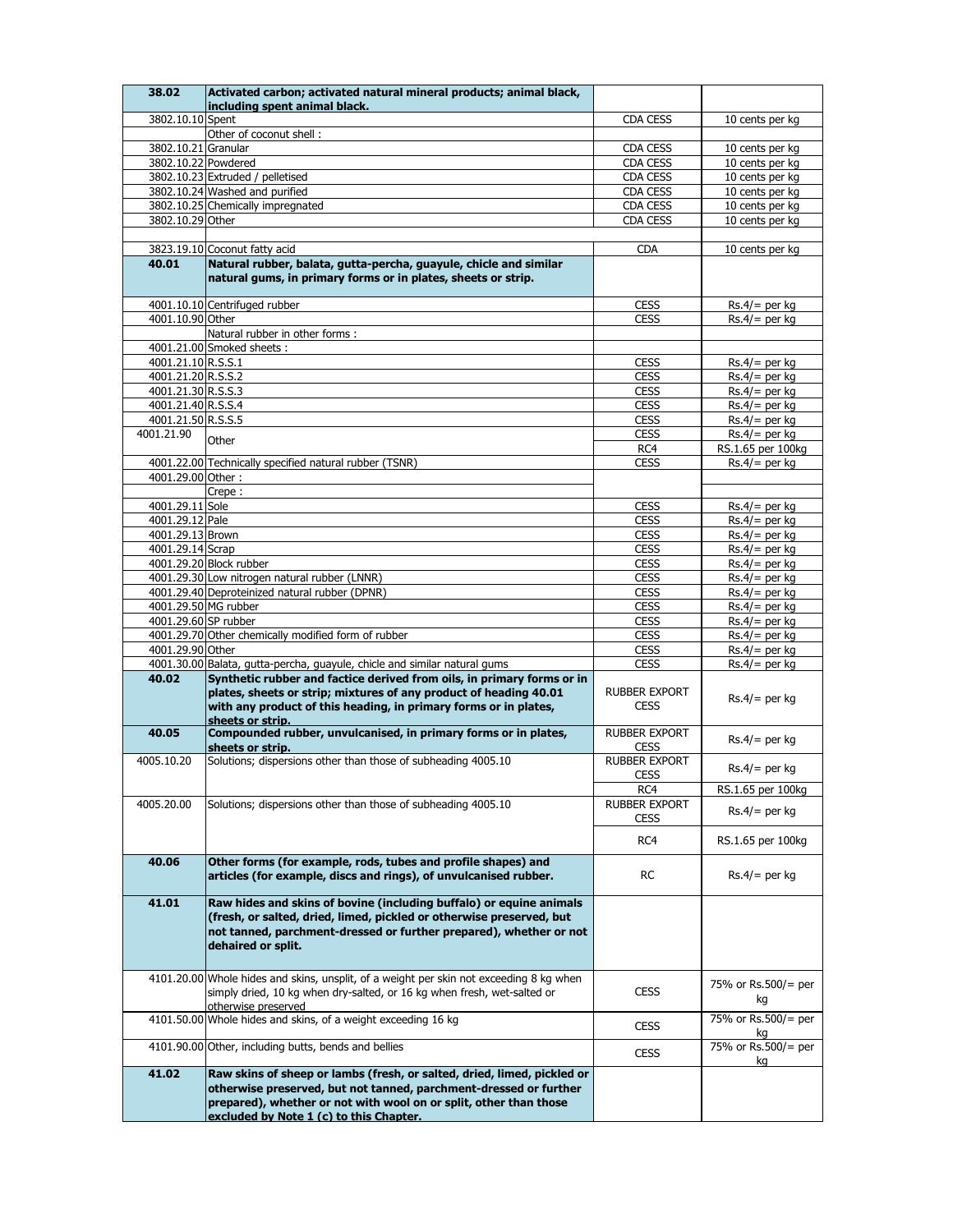| | | | |
|---|---|---|---|
| **38.02** | **Activated carbon; activated natural mineral products; animal black, including spent animal black.** | | |
| 3802.10.10 | Spent | CDA CESS | 10 cents per kg |
| | Other of coconut shell : | | |
| 3802.10.21 | Granular | CDA CESS | 10 cents per kg |
| 3802.10.22 | Powdered | CDA CESS | 10 cents per kg |
| 3802.10.23 | Extruded / pelletised | CDA CESS | 10 cents per kg |
| 3802.10.24 | Washed and purified | CDA CESS | 10 cents per kg |
| 3802.10.25 | Chemically impregnated | CDA CESS | 10 cents per kg |
| 3802.10.29 | Other | CDA CESS | 10 cents per kg |
| | | | |
| 3823.19.10 | Coconut fatty acid | CDA | 10 cents per kg |
| **40.01** | **Natural rubber, balata, gutta-percha, guayule, chicle and similar natural gums, in primary forms or in plates, sheets or strip.** | | |
| 4001.10.10 | Centrifuged rubber | CESS | Rs.4/= per kg |
| 4001.10.90 | Other | CESS | Rs.4/= per kg |
| | Natural rubber in other forms : | | |
| 4001.21.00 | Smoked sheets : | | |
| 4001.21.10 | R.S.S.1 | CESS | Rs.4/= per kg |
| 4001.21.20 | R.S.S.2 | CESS | Rs.4/= per kg |
| 4001.21.30 | R.S.S.3 | CESS | Rs.4/= per kg |
| 4001.21.40 | R.S.S.4 | CESS | Rs.4/= per kg |
| 4001.21.50 | R.S.S.5 | CESS | Rs.4/= per kg |
| 4001.21.90 | Other | CESS | Rs.4/= per kg |
| | | RC4 | RS.1.65 per 100kg |
| 4001.22.00 | Technically specified natural rubber (TSNR) | CESS | Rs.4/= per kg |
| 4001.29.00 | Other : | | |
| | Crepe : | | |
| 4001.29.11 | Sole | CESS | Rs.4/= per kg |
| 4001.29.12 | Pale | CESS | Rs.4/= per kg |
| 4001.29.13 | Brown | CESS | Rs.4/= per kg |
| 4001.29.14 | Scrap | CESS | Rs.4/= per kg |
| 4001.29.20 | Block rubber | CESS | Rs.4/= per kg |
| 4001.29.30 | Low nitrogen natural rubber (LNNR) | CESS | Rs.4/= per kg |
| 4001.29.40 | Deproteinized natural rubber (DPNR) | CESS | Rs.4/= per kg |
| 4001.29.50 | MG rubber | CESS | Rs.4/= per kg |
| 4001.29.60 | SP rubber | CESS | Rs.4/= per kg |
| 4001.29.70 | Other chemically modified form of rubber | CESS | Rs.4/= per kg |
| 4001.29.90 | Other | CESS | Rs.4/= per kg |
| 4001.30.00 | Balata, gutta-percha, guayule, chicle and similar natural gums | CESS | Rs.4/= per kg |
| **40.02** | **Synthetic rubber and factice derived from oils, in primary forms or in plates, sheets or strip; mixtures of any product of heading 40.01 with any product of this heading, in primary forms or in plates, sheets or strip.** | RUBBER EXPORT CESS | Rs.4/= per kg |
| **40.05** | **Compounded rubber, unvulcanised, in primary forms or in plates, sheets or strip.** | RUBBER EXPORT CESS | Rs.4/= per kg |
| 4005.10.20 | Solutions; dispersions other than those of subheading 4005.10 | RUBBER EXPORT CESS | Rs.4/= per kg |
| | | RC4 | RS.1.65 per 100kg |
| 4005.20.00 | Solutions; dispersions other than those of subheading 4005.10 | RUBBER EXPORT CESS | Rs.4/= per kg |
| | | RC4 | RS.1.65 per 100kg |
| **40.06** | **Other forms (for example, rods, tubes and profile shapes) and articles (for example, discs and rings), of unvulcanised rubber.** | RC | Rs.4/= per kg |
| **41.01** | **Raw hides and skins of bovine (including buffalo) or equine animals (fresh, or salted, dried, limed, pickled or otherwise preserved, but not tanned, parchment-dressed or further prepared), whether or not dehaired or split.** | | |
| 4101.20.00 | Whole hides and skins, unsplit, of a weight per skin not exceeding 8 kg when simply dried, 10 kg when dry-salted, or 16 kg when fresh, wet-salted or otherwise preserved | CESS | 75% or Rs.500/= per kg |
| 4101.50.00 | Whole hides and skins, of a weight exceeding 16 kg | CESS | 75% or Rs.500/= per kg |
| 4101.90.00 | Other, including butts, bends and bellies | CESS | 75% or Rs.500/= per kg |
| **41.02** | **Raw skins of sheep or lambs (fresh, or salted, dried, limed, pickled or otherwise preserved, but not tanned, parchment-dressed or further prepared), whether or not with wool on or split, other than those excluded by Note 1 (c) to this Chapter.** | | |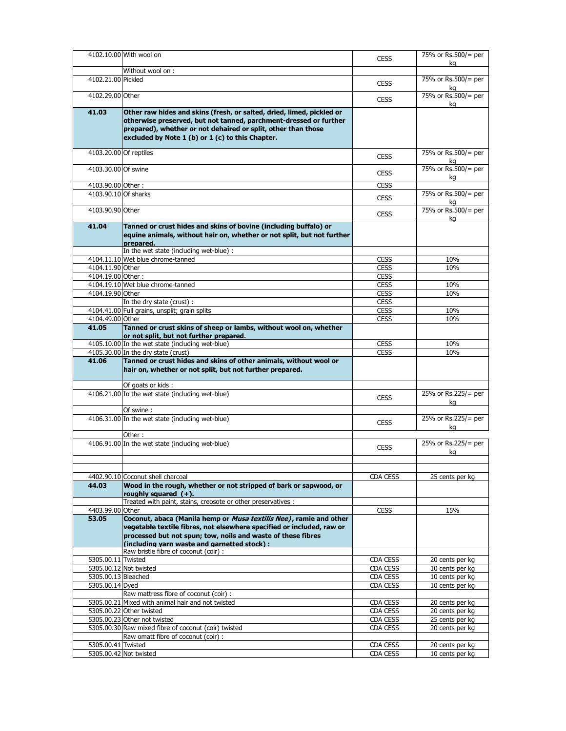| | | | |
|---|---|---|---|
| 4102.10.00 | With wool on | CESS | 75% or Rs.500/= per kg |
| | Without wool on : | | |
| 4102.21.00 | Pickled | CESS | 75% or Rs.500/= per kg |
| 4102.29.00 | Other | CESS | 75% or Rs.500/= per kg |
| **41.03** | **Other raw hides and skins (fresh, or salted, dried, limed, pickled or otherwise preserved, but not tanned, parchment-dressed or further prepared), whether or not dehaired or split, other than those excluded by Note 1 (b) or 1 (c) to this Chapter.** | | |
| 4103.20.00 | Of reptiles | CESS | 75% or Rs.500/= per kg |
| 4103.30.00 | Of swine | CESS | 75% or Rs.500/= per kg |
| 4103.90.00 | Other : | CESS | |
| 4103.90.10 | Of sharks | CESS | 75% or Rs.500/= per kg |
| 4103.90.90 | Other | CESS | 75% or Rs.500/= per kg |
| **41.04** | **Tanned or crust hides and skins of bovine (including buffalo) or equine animals, without hair on, whether or not split, but not further prepared.** | | |
| | In the wet state (including wet-blue) : | | |
| 4104.11.10 | Wet blue chrome-tanned | CESS | 10% |
| 4104.11.90 | Other | CESS | 10% |
| 4104.19.00 | Other : | CESS | |
| 4104.19.10 | Wet blue chrome-tanned | CESS | 10% |
| 4104.19.90 | Other | CESS | 10% |
| | In the dry state (crust) : | CESS | |
| 4104.41.00 | Full grains, unsplit; grain splits | CESS | 10% |
| 4104.49.00 | Other | CESS | 10% |
| **41.05** | **Tanned or crust skins of sheep or lambs, without wool on, whether or not split, but not further prepared.** | | |
| 4105.10.00 | In the wet state (including wet-blue) | CESS | 10% |
| 4105.30.00 | In the dry state (crust) | CESS | 10% |
| **41.06** | **Tanned or crust hides and skins of other animals, without wool or hair on, whether or not split, but not further prepared.** | | |
| | Of goats or kids : | | |
| 4106.21.00 | In the wet state (including wet-blue) | CESS | 25% or Rs.225/= per kg |
| | Of swine : | | |
| 4106.31.00 | In the wet state (including wet-blue) | CESS | 25% or Rs.225/= per kg |
| | Other : | | |
| 4106.91.00 | In the wet state (including wet-blue) | CESS | 25% or Rs.225/= per kg |
| | | | |
| | | | |
| 4402.90.10 | Coconut shell charcoal | CDA CESS | 25 cents per kg |
| **44.03** | **Wood in the rough, whether or not stripped of bark or sapwood, or roughly squared (+).** | | |
| | Treated with paint, stains, creosote or other preservatives : | | |
| 4403.99.00 | Other | CESS | 15% |
| **53.05** | **Coconut, abaca (Manila hemp or *Musa textilis Nee*), ramie and other vegetable textile fibres, not elsewhere specified or included, raw or processed but not spun; tow, noils and waste of these fibres (including yarn waste and garnetted stock) :** | | |
| | Raw bristle fibre of coconut (coir) : | | |
| 5305.00.11 | Twisted | CDA CESS | 20 cents per kg |
| 5305.00.12 | Not twisted | CDA CESS | 10 cents per kg |
| 5305.00.13 | Bleached | CDA CESS | 10 cents per kg |
| 5305.00.14 | Dyed | CDA CESS | 10 cents per kg |
| | Raw mattress fibre of coconut (coir) : | | |
| 5305.00.21 | Mixed with animal hair and not twisted | CDA CESS | 20 cents per kg |
| 5305.00.22 | Other twisted | CDA CESS | 20 cents per kg |
| 5305.00.23 | Other not twisted | CDA CESS | 25 cents per kg |
| 5305.00.30 | Raw mixed fibre of coconut (coir) twisted | CDA CESS | 20 cents per kg |
| | Raw omatt fibre of coconut (coir) : | | |
| 5305.00.41 | Twisted | CDA CESS | 20 cents per kg |
| 5305.00.42 | Not twisted | CDA CESS | 10 cents per kg |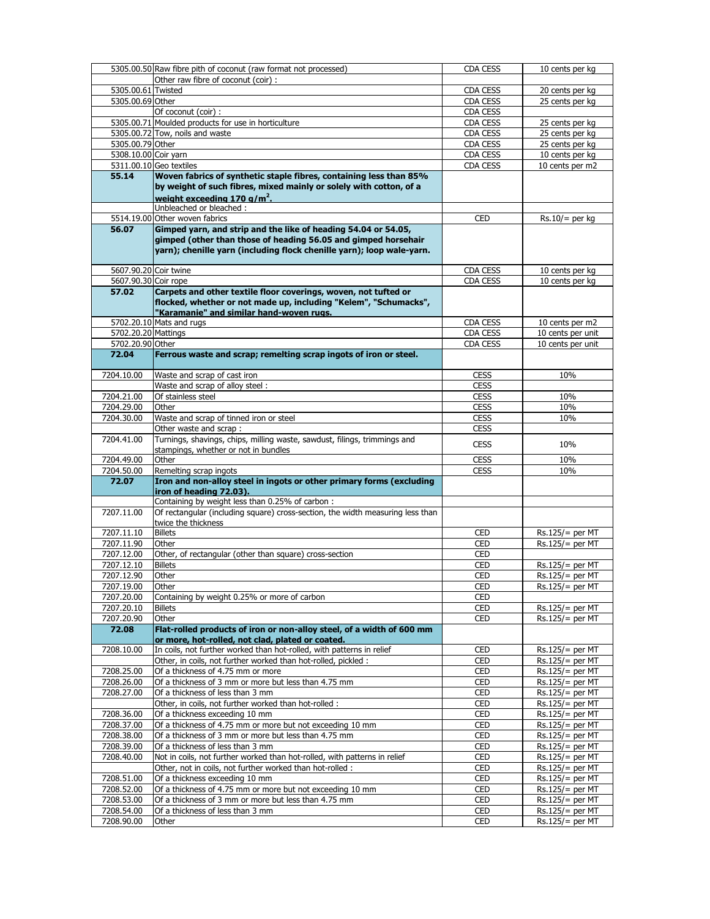| | | | |
|---|---|---|---|
| 5305.00.50 | Raw fibre pith of coconut (raw format not processed) | CDA CESS | 10 cents per kg |
| | Other raw fibre of coconut (coir) : | | |
| 5305.00.61 | Twisted | CDA CESS | 20 cents per kg |
| 5305.00.69 | Other | CDA CESS | 25 cents per kg |
| | Of coconut (coir) : | CDA CESS | |
| 5305.00.71 | Moulded products for use in horticulture | CDA CESS | 25 cents per kg |
| 5305.00.72 | Tow, noils and waste | CDA CESS | 25 cents per kg |
| 5305.00.79 | Other | CDA CESS | 25 cents per kg |
| 5308.10.00 | Coir yarn | CDA CESS | 10 cents per kg |
| 5311.00.10 | Geo textiles | CDA CESS | 10 cents per m2 |
| **55.14** | **Woven fabrics of synthetic staple fibres, containing less than 85% by weight of such fibres, mixed mainly or solely with cotton, of a weight exceeding 170 g/m$^2$.** | | |
| | Unbleached or bleached : | | |
| 5514.19.00 | Other woven fabrics | CED | Rs.10/= per kg |
| **56.07** | **Gimped yarn, and strip and the like of heading 54.04 or 54.05, gimped (other than those of heading 56.05 and gimped horsehair yarn); chenille yarn (including flock chenille yarn); loop wale-yarn.** | | |
| 5607.90.20 | Coir twine | CDA CESS | 10 cents per kg |
| 5607.90.30 | Coir rope | CDA CESS | 10 cents per kg |
| **57.02** | **Carpets and other textile floor coverings, woven, not tufted or flocked, whether or not made up, including "Kelem", "Schumacks", "Karamanie" and similar hand-woven rugs.** | | |
| 5702.20.10 | Mats and rugs | CDA CESS | 10 cents per m2 |
| 5702.20.20 | Mattings | CDA CESS | 10 cents per unit |
| 5702.20.90 | Other | CDA CESS | 10 cents per unit |
| **72.04** | **Ferrous waste and scrap; remelting scrap ingots of iron or steel.** | | |
| 7204.10.00 | Waste and scrap of cast iron | CESS | 10% |
| | Waste and scrap of alloy steel : | CESS | |
| 7204.21.00 | Of stainless steel | CESS | 10% |
| 7204.29.00 | Other | CESS | 10% |
| 7204.30.00 | Waste and scrap of tinned iron or steel | CESS | 10% |
| | Other waste and scrap : | CESS | |
| 7204.41.00 | Turnings, shavings, chips, milling waste, sawdust, filings, trimmings and stampings, whether or not in bundles | CESS | 10% |
| 7204.49.00 | Other | CESS | 10% |
| 7204.50.00 | Remelting scrap ingots | CESS | 10% |
| **72.07** | **Iron and non-alloy steel in ingots or other primary forms (excluding iron of heading 72.03).** | | |
| | Containing by weight less than 0.25% of carbon : | | |
| 7207.11.00 | Of rectangular (including square) cross-section, the width measuring less than twice the thickness | | |
| 7207.11.10 | Billets | CED | Rs.125/= per MT |
| 7207.11.90 | Other | CED | Rs.125/= per MT |
| 7207.12.00 | Other, of rectangular (other than square) cross-section | CED | |
| 7207.12.10 | Billets | CED | Rs.125/= per MT |
| 7207.12.90 | Other | CED | Rs.125/= per MT |
| 7207.19.00 | Other | CED | Rs.125/= per MT |
| 7207.20.00 | Containing by weight 0.25% or more of carbon | CED | |
| 7207.20.10 | Billets | CED | Rs.125/= per MT |
| 7207.20.90 | Other | CED | Rs.125/= per MT |
| **72.08** | **Flat-rolled products of iron or non-alloy steel, of a width of 600 mm or more, hot-rolled, not clad, plated or coated.** | | |
| 7208.10.00 | In coils, not further worked than hot-rolled, with patterns in relief | CED | Rs.125/= per MT |
| | Other, in coils, not further worked than hot-rolled, pickled : | CED | Rs.125/= per MT |
| 7208.25.00 | Of a thickness of 4.75 mm or more | CED | Rs.125/= per MT |
| 7208.26.00 | Of a thickness of 3 mm or more but less than 4.75 mm | CED | Rs.125/= per MT |
| 7208.27.00 | Of a thickness of less than 3 mm | CED | Rs.125/= per MT |
| | Other, in coils, not further worked than hot-rolled : | CED | Rs.125/= per MT |
| 7208.36.00 | Of a thickness exceeding 10 mm | CED | Rs.125/= per MT |
| 7208.37.00 | Of a thickness of 4.75 mm or more but not exceeding 10 mm | CED | Rs.125/= per MT |
| 7208.38.00 | Of a thickness of 3 mm or more but less than 4.75 mm | CED | Rs.125/= per MT |
| 7208.39.00 | Of a thickness of less than 3 mm | CED | Rs.125/= per MT |
| 7208.40.00 | Not in coils, not further worked than hot-rolled, with patterns in relief | CED | Rs.125/= per MT |
| | Other, not in coils, not further worked than hot-rolled : | CED | Rs.125/= per MT |
| 7208.51.00 | Of a thickness exceeding 10 mm | CED | Rs.125/= per MT |
| 7208.52.00 | Of a thickness of 4.75 mm or more but not exceeding 10 mm | CED | Rs.125/= per MT |
| 7208.53.00 | Of a thickness of 3 mm or more but less than 4.75 mm | CED | Rs.125/= per MT |
| 7208.54.00 | Of a thickness of less than 3 mm | CED | Rs.125/= per MT |
| 7208.90.00 | Other | CED | Rs.125/= per MT |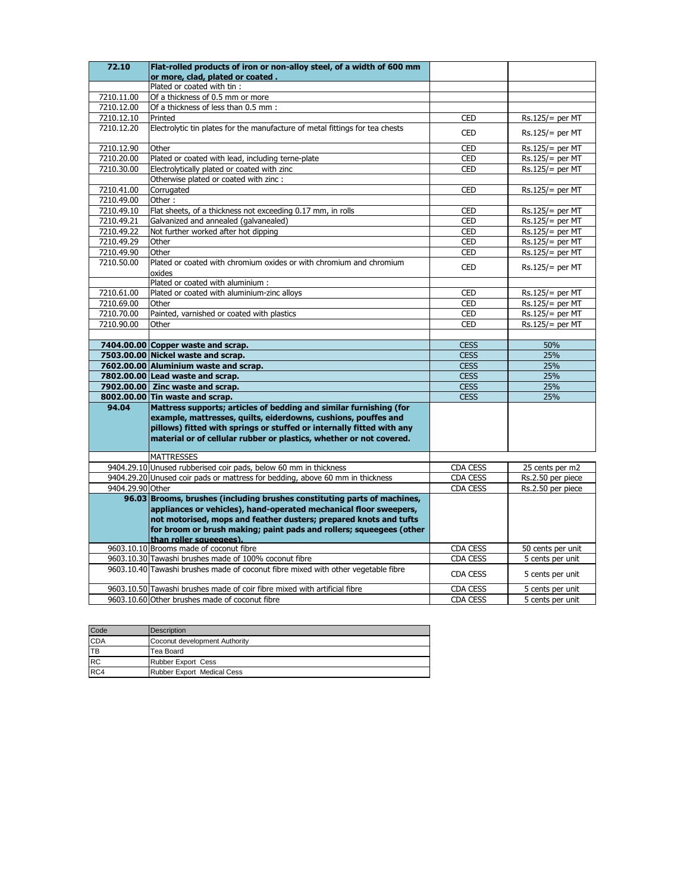| | | | |
|---|---|---|---|
| **72.10** | **Flat-rolled products of iron or non-alloy steel, of a width of 600 mm or more, clad, plated or coated .** | | |
| | Plated or coated with tin : | | |
| 7210.11.00 | Of a thickness of 0.5 mm or more | | |
| 7210.12.00 | Of a thickness of less than 0.5 mm : | | |
| 7210.12.10 | Printed | CED | Rs.125/= per MT |
| 7210.12.20 | Electrolytic tin plates for the manufacture of metal fittings for tea chests | CED | Rs.125/= per MT |
| 7210.12.90 | Other | CED | Rs.125/= per MT |
| 7210.20.00 | Plated or coated with lead, including terne-plate | CED | Rs.125/= per MT |
| 7210.30.00 | Electrolytically plated or coated with zinc | CED | Rs.125/= per MT |
| | Otherwise plated or coated with zinc : | | |
| 7210.41.00 | Corrugated | CED | Rs.125/= per MT |
| 7210.49.00 | Other : | | |
| 7210.49.10 | Flat sheets, of a thickness not exceeding 0.17 mm, in rolls | CED | Rs.125/= per MT |
| 7210.49.21 | Galvanized and annealed (galvanealed) | CED | Rs.125/= per MT |
| 7210.49.22 | Not further worked after hot dipping | CED | Rs.125/= per MT |
| 7210.49.29 | Other | CED | Rs.125/= per MT |
| 7210.49.90 | Other | CED | Rs.125/= per MT |
| 7210.50.00 | Plated or coated with chromium oxides or with chromium and chromium oxides | CED | Rs.125/= per MT |
| | Plated or coated with aluminium : | | |
| 7210.61.00 | Plated or coated with aluminium-zinc alloys | CED | Rs.125/= per MT |
| 7210.69.00 | Other | CED | Rs.125/= per MT |
| 7210.70.00 | Painted, varnished or coated with plastics | CED | Rs.125/= per MT |
| 7210.90.00 | Other | CED | Rs.125/= per MT |
| | | | |
| **7404.00.00** | **Copper waste and scrap.** | CESS | 50% |
| **7503.00.00** | **Nickel waste and scrap.** | CESS | 25% |
| **7602.00.00** | **Aluminium waste and scrap.** | CESS | 25% |
| **7802.00.00** | **Lead waste and scrap.** | CESS | 25% |
| **7902.00.00** | **Zinc waste and scrap.** | CESS | 25% |
| **8002.00.00** | **Tin waste and scrap.** | CESS | 25% |
| **94.04** | **Mattress supports; articles of bedding and similar furnishing (for example, mattresses, quilts, eiderdowns, cushions, pouffes and pillows) fitted with springs or stuffed or internally fitted with any material or of cellular rubber or plastics, whether or not covered.** | | |
| | MATTRESSES | | |
| 9404.29.10 | Unused rubberised coir pads, below 60 mm in thickness | CDA CESS | 25 cents per m2 |
| 9404.29.20 | Unused coir pads or mattress for bedding, above 60 mm in thickness | CDA CESS | Rs.2.50 per piece |
| 9404.29.90 | Other | CDA CESS | Rs.2.50 per piece |
| **96.03** | **Brooms, brushes (including brushes constituting parts of machines, appliances or vehicles), hand-operated mechanical floor sweepers, not motorised, mops and feather dusters; prepared knots and tufts for broom or brush making; paint pads and rollers; squeegees (other than roller squeegees).** | | |
| 9603.10.10 | Brooms made of coconut fibre | CDA CESS | 50 cents per unit |
| 9603.10.30 | Tawashi brushes made of 100% coconut fibre | CDA CESS | 5 cents per unit |
| 9603.10.40 | Tawashi brushes made of coconut fibre mixed with other vegetable fibre | CDA CESS | 5 cents per unit |
| 9603.10.50 | Tawashi brushes made of coir fibre mixed with artificial fibre | CDA CESS | 5 cents per unit |
| 9603.10.60 | Other brushes made of coconut fibre | CDA CESS | 5 cents per unit |

| Code | Description |
|---|---|
| CDA | Coconut development Authority |
| TB | Tea Board |
| RC | Rubber Export Cess |
| RC4 | Rubber Export Medical Cess |